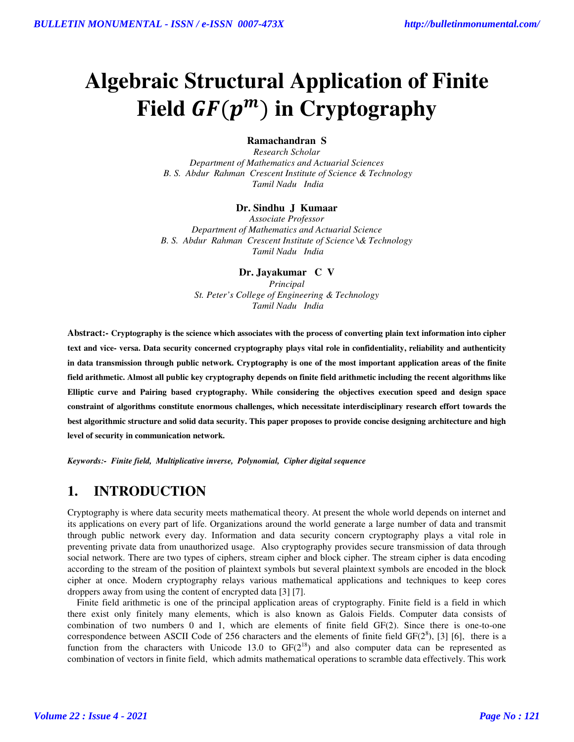# Algebraic Structural Application of Finite Field $GF(p^m)$ in Cryptography

**Ramachandran S**
*Research Scholar*
*Department of Mathematics and Actuarial Sciences*
*B. S. Abdur Rahman Crescent Institute of Science & Technology*
*Tamil Nadu India*

**Dr. Sindhu J Kumaar**
*Associate Professor*
*Department of Mathematics and Actuarial Science*
*B. S. Abdur Rahman Crescent Institute of Science \& Technology*
*Tamil Nadu India*

**Dr. Jayakumar C V**
*Principal*
*St. Peter's College of Engineering & Technology*
*Tamil Nadu India*

**Abstract:- Cryptography is the science which associates with the process of converting plain text information into cipher text and vice- versa. Data security concerned cryptography plays vital role in confidentiality, reliability and authenticity in data transmission through public network. Cryptography is one of the most important application areas of the finite field arithmetic. Almost all public key cryptography depends on finite field arithmetic including the recent algorithms like Elliptic curve and Pairing based cryptography. While considering the objectives execution speed and design space constraint of algorithms constitute enormous challenges, which necessitate interdisciplinary research effort towards the best algorithmic structure and solid data security. This paper proposes to provide concise designing architecture and high level of security in communication network.**

***Keywords:- Finite field, Multiplicative inverse, Polynomial, Cipher digital sequence***

## 1. INTRODUCTION

Cryptography is where data security meets mathematical theory. At present the whole world depends on internet and its applications on every part of life. Organizations around the world generate a large number of data and transmit through public network every day. Information and data security concern cryptography plays a vital role in preventing private data from unauthorized usage. Also cryptography provides secure transmission of data through social network. There are two types of ciphers, stream cipher and block cipher. The stream cipher is data encoding according to the stream of the position of plaintext symbols but several plaintext symbols are encoded in the block cipher at once. Modern cryptography relays various mathematical applications and techniques to keep cores droppers away from using the content of encrypted data [3] [7].

Finite field arithmetic is one of the principal application areas of cryptography. Finite field is a field in which there exist only finitely many elements, which is also known as Galois Fields. Computer data consists of combination of two numbers 0 and 1, which are elements of finite field GF(2). Since there is one-to-one correspondence between ASCII Code of 256 characters and the elements of finite field $GF(2^8)$, [3] [6], there is a function from the characters with Unicode 13.0 to $GF(2^{18})$ and also computer data can be represented as combination of vectors in finite field, which admits mathematical operations to scramble data effectively. This work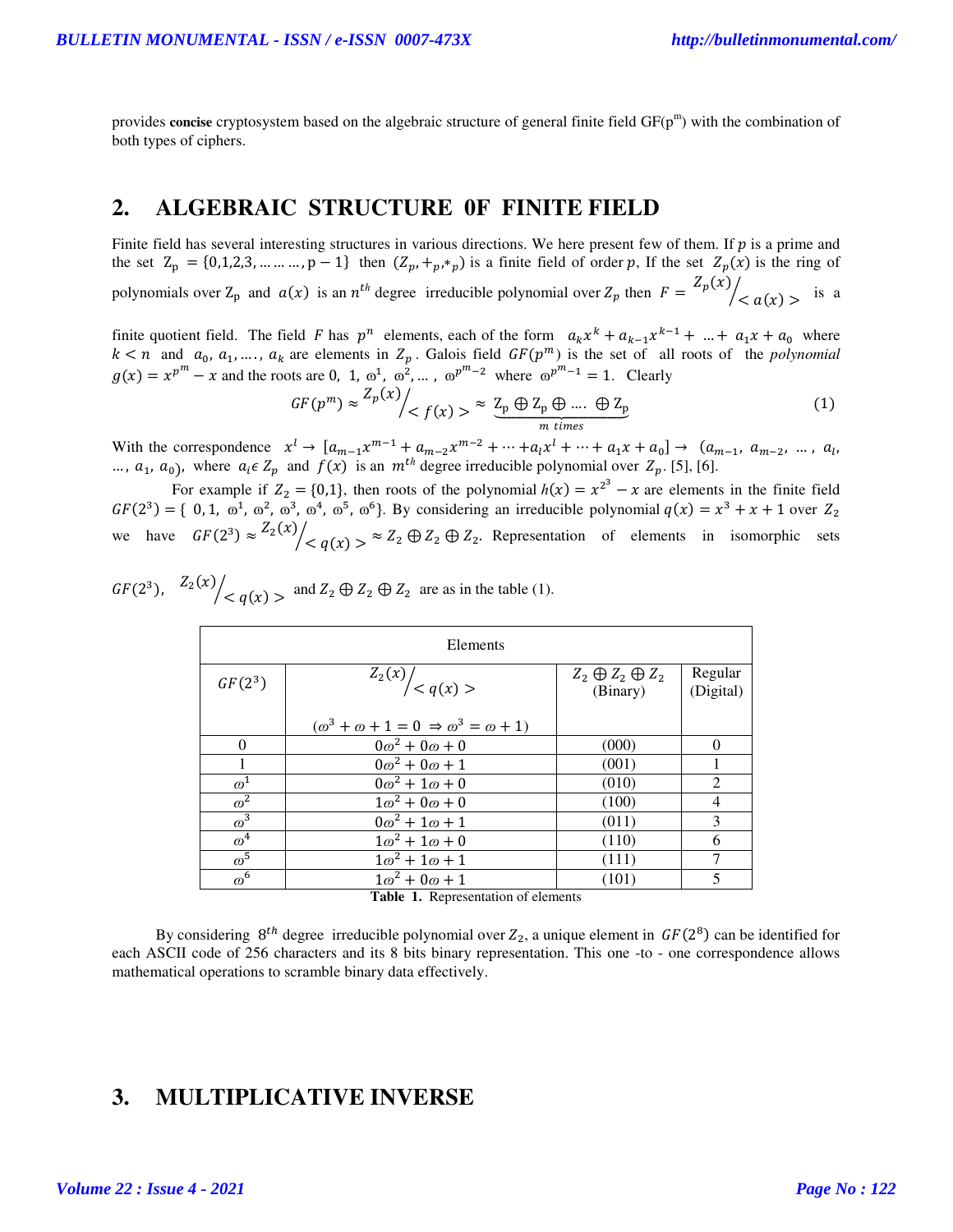provides **concise** cryptosystem based on the algebraic structure of general finite field GF($p^m$) with the combination of both types of ciphers.

## 2. ALGEBRAIC STRUCTURE 0F FINITE FIELD

Finite field has several interesting structures in various directions. We here present few of them. If $p$ is a prime and the set $Z_p = \{0,1,2,3, \ldots \ldots \ldots, p-1\}$ then $(Z_p, +_p, *_p)$ is a finite field of order $p$, If the set $Z_p(x)$ is the ring of polynomials over $Z_p$ and $a(x)$ is an $n^{th}$ degree irreducible polynomial over $Z_p$ then $F = {}^{Z_p(x)}\!/_{< a(x) >}$ is a finite quotient field. The field $F$ has $p^n$ elements, each of the form $a_k x^k + a_{k-1} x^{k-1} + \ldots + a_1 x + a_0$ where $k < n$ and $a_0, a_1, \ldots, a_k$ are elements in $Z_p$. Galois field $GF(p^m)$ is the set of all roots of the *polynomial* $g(x) = x^{p^m} - x$ and the roots are $0, 1, \varpi^1, \varpi^2, \ldots, \varpi^{p^m-2}$ where $\varpi^{p^m-1} = 1$. Clearly

$$GF(p^m) \approx {}^{Z_p(x)}\!/_{< f(x) >} \approx \underbrace{Z_p \oplus Z_p \oplus \ldots \oplus Z_p}_{m\ times} \tag{1}$$

With the correspondence $x^l \rightarrow [a_{m-1}x^{m-1} + a_{m-2}x^{m-2} + \cdots + a_l x^l + \cdots + a_1 x + a_0] \rightarrow (a_{m-1}, a_{m-2}, \ldots, a_l, \ldots, a_1, a_0)$, where $a_i \epsilon Z_p$ and $f(x)$ is an $m^{th}$ degree irreducible polynomial over $Z_p$. [5], [6].

For example if $Z_2 = \{0,1\}$, then roots of the polynomial $h(x) = x^{2^3} - x$ are elements in the finite field $GF(2^3) = \{0, 1, \varpi^1, \varpi^2, \varpi^3, \varpi^4, \varpi^5, \varpi^6\}$. By considering an irreducible polynomial $q(x) = x^3 + x + 1$ over $Z_2$ we have $GF(2^3) \approx {}^{Z_2(x)}\!/_{< q(x) >} \approx Z_2 \oplus Z_2 \oplus Z_2$. Representation of elements in isomorphic sets $GF(2^3)$, ${}^{Z_2(x)}\!/_{< q(x) >}$ and $Z_2 \oplus Z_2 \oplus Z_2$ are as in the table (1).

| Elements | | | |
|---|---|---|---|
| $GF(2^3)$ | ${}^{Z_2(x)}\!/_{< q(x) >}$ ($\varpi^3 + \varpi + 1 = 0 \Rightarrow \varpi^3 = \varpi + 1$) | $Z_2 \oplus Z_2 \oplus Z_2$ (Binary) | Regular (Digital) |
| 0 | $0\varpi^2 + 0\varpi + 0$ | (000) | 0 |
| 1 | $0\varpi^2 + 0\varpi + 1$ | (001) | 1 |
| $\varpi^1$ | $0\varpi^2 + 1\varpi + 0$ | (010) | 2 |
| $\varpi^2$ | $1\varpi^2 + 0\varpi + 0$ | (100) | 4 |
| $\varpi^3$ | $0\varpi^2 + 1\varpi + 1$ | (011) | 3 |
| $\varpi^4$ | $1\varpi^2 + 1\varpi + 0$ | (110) | 6 |
| $\varpi^5$ | $1\varpi^2 + 1\varpi + 1$ | (111) | 7 |
| $\varpi^6$ | $1\varpi^2 + 0\varpi + 1$ | (101) | 5 |

**Table 1.** Representation of elements

By considering $8^{th}$ degree irreducible polynomial over $Z_2$, a unique element in $GF(2^8)$ can be identified for each ASCII code of 256 characters and its 8 bits binary representation. This one -to - one correspondence allows mathematical operations to scramble binary data effectively.

## 3. MULTIPLICATIVE INVERSE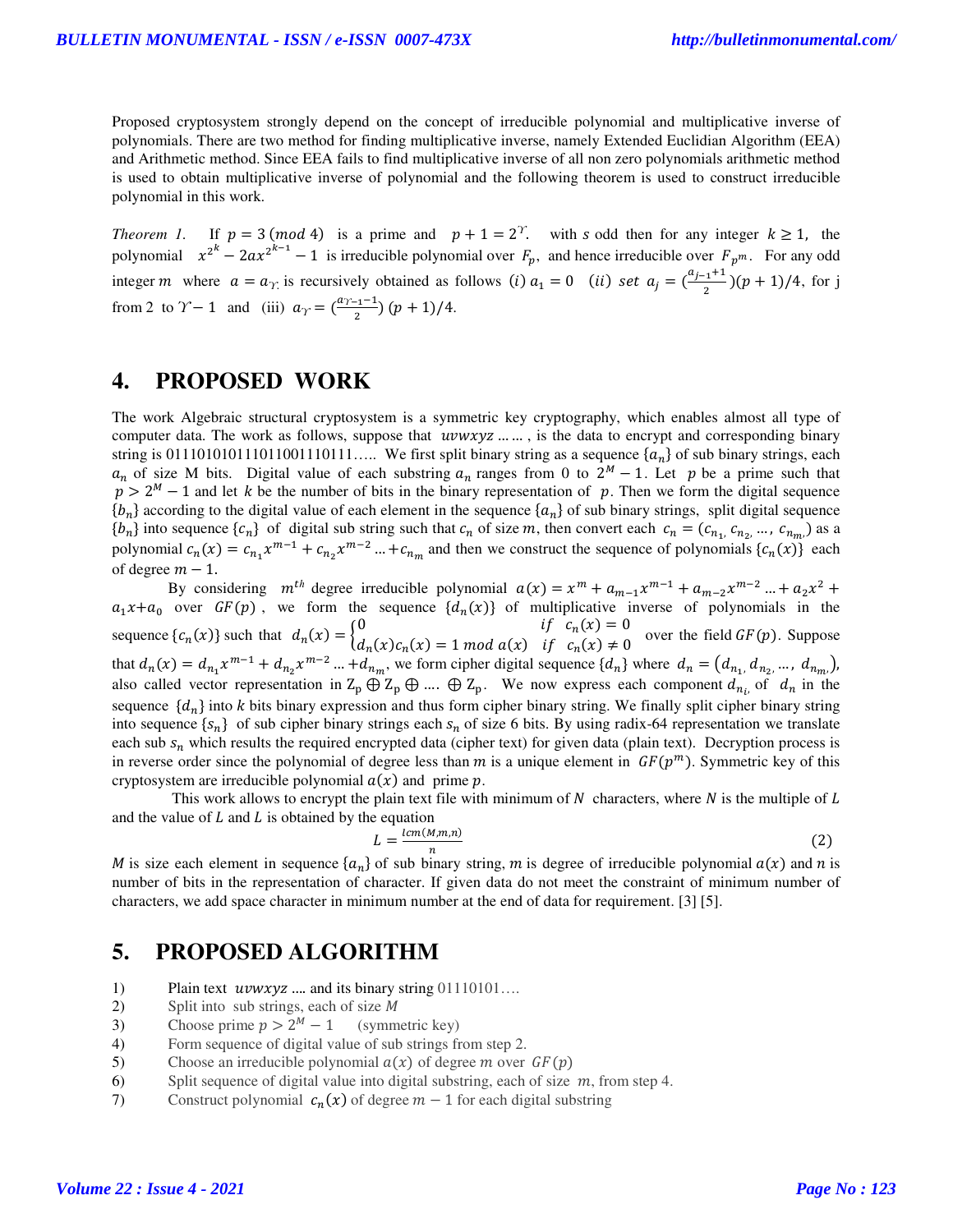Proposed cryptosystem strongly depend on the concept of irreducible polynomial and multiplicative inverse of polynomials. There are two method for finding multiplicative inverse, namely Extended Euclidian Algorithm (EEA) and Arithmetic method. Since EEA fails to find multiplicative inverse of all non zero polynomials arithmetic method is used to obtain multiplicative inverse of polynomial and the following theorem is used to construct irreducible polynomial in this work.

*Theorem 1.* If $p = 3\ (mod\ 4)$ is a prime and $p + 1 = 2^{\Upsilon}$. with $s$ odd then for any integer $k \geq 1$, the polynomial $x^{2^k} - 2ax^{2^{k-1}} - 1$ is irreducible polynomial over $F_p$, and hence irreducible over $F_{p^m}$. For any odd integer $m$ where $a = a_{\Upsilon}$ is recursively obtained as follows $(i)\ a_1 = 0$ $(ii)\ set\ a_j = (\frac{a_{j-1}+1}{2})(p+1)/4$, for j from 2 to $\Upsilon - 1$ and (iii) $a_{\Upsilon} = (\frac{a_{\Upsilon-1}-1}{2})\ (p+1)/4$.

# 4. PROPOSED WORK

The work Algebraic structural cryptosystem is a symmetric key cryptography, which enables almost all type of computer data. The work as follows, suppose that $uvwxyz$ …… , is the data to encrypt and corresponding binary string is 01110101011101100111 0111….. We first split binary string as a sequence $\{a_n\}$ of sub binary strings, each $a_n$ of size M bits. Digital value of each substring $a_n$ ranges from 0 to $2^M - 1$. Let $p$ be a prime such that $p > 2^M - 1$ and let $k$ be the number of bits in the binary representation of $p$. Then we form the digital sequence $\{b_n\}$ according to the digital value of each element in the sequence $\{a_n\}$ of sub binary strings, split digital sequence $\{b_n\}$ into sequence $\{c_n\}$ of digital sub string such that $c_n$ of size $m$, then convert each $c_n = (c_{n_1}, c_{n_2}, \ldots, c_{n_m})$ as a polynomial $c_n(x) = c_{n_1}x^{m-1} + c_{n_2}x^{m-2} \ldots + c_{n_m}$ and then we construct the sequence of polynomials $\{c_n(x)\}$ each of degree $m - 1$.

By considering $m^{th}$ degree irreducible polynomial $a(x) = x^m + a_{m-1}x^{m-1} + a_{m-2}x^{m-2} \ldots + a_2x^2 + a_1x + a_0$ over $GF(p)$, we form the sequence $\{d_n(x)\}$ of multiplicative inverse of polynomials in the sequence $\{c_n(x)\}$ such that $d_n(x) = \begin{cases} 0 & if\ \ c_n(x) = 0 \\ d_n(x)c_n(x) = 1\ mod\ a(x) & if\ \ c_n(x) \neq 0 \end{cases}$ over the field $GF(p)$. Suppose that $d_n(x) = d_{n_1}x^{m-1} + d_{n_2}x^{m-2} \ldots + d_{n_m}$, we form cipher digital sequence $\{d_n\}$ where $d_n = (d_{n_1}, d_{n_2}, \ldots, d_{n_m})$, also called vector representation in $Z_p \oplus Z_p \oplus \ldots \oplus Z_p$. We now express each component $d_{n_i}$ of $d_n$ in the sequence $\{d_n\}$ into $k$ bits binary expression and thus form cipher binary string. We finally split cipher binary string into sequence $\{s_n\}$ of sub cipher binary strings each $s_n$ of size 6 bits. By using radix-64 representation we translate each sub $s_n$ which results the required encrypted data (cipher text) for given data (plain text). Decryption process is in reverse order since the polynomial of degree less than $m$ is a unique element in $GF(p^m)$. Symmetric key of this cryptosystem are irreducible polynomial $a(x)$ and prime $p$.

This work allows to encrypt the plain text file with minimum of $N$ characters, where $N$ is the multiple of $L$ and the value of $L$ and $L$ is obtained by the equation

$$L = \frac{lcm(M,m,n)}{n} \tag{2}$$

$M$ is size each element in sequence $\{a_n\}$ of sub binary string, $m$ is degree of irreducible polynomial $a(x)$ and $n$ is number of bits in the representation of character. If given data do not meet the constraint of minimum number of characters, we add space character in minimum number at the end of data for requirement. [3] [5].

# 5. PROPOSED ALGORITHM

1) Plain text $uvwxyz$ .... and its binary string 01110101….
2) Split into sub strings, each of size $M$
3) Choose prime $p > 2^M - 1$ (symmetric key)
4) Form sequence of digital value of sub strings from step 2.
5) Choose an irreducible polynomial $a(x)$ of degree $m$ over $GF(p)$
6) Split sequence of digital value into digital substring, each of size $m$, from step 4.
7) Construct polynomial $c_n(x)$ of degree $m - 1$ for each digital substring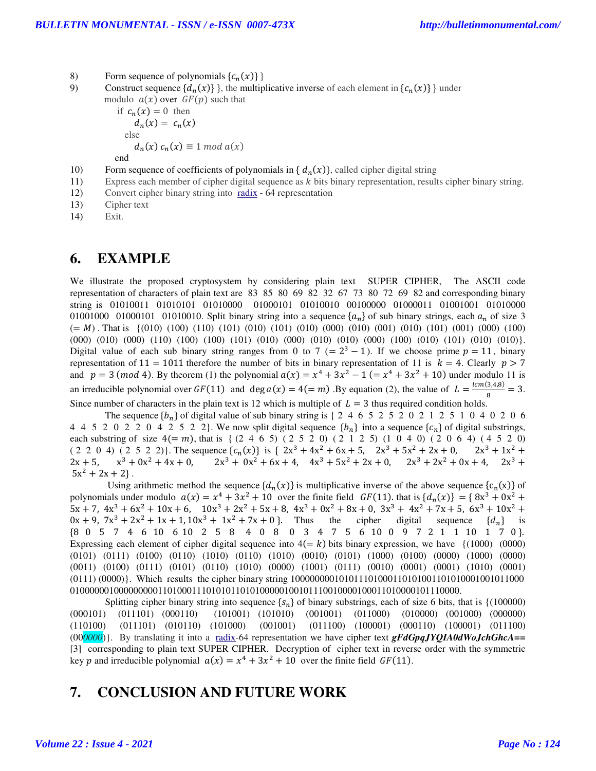8) Form sequence of polynomials $\{c_n(x)\}$ }

9) Construct sequence $\{d_n(x)\}$ }, the multiplicative inverse of each element in $\{c_n(x)\}$ } under modulo $a(x)$ over $GF(p)$ such that

```
    if c_n(x) = 0 then
        d_n(x) = c_n(x)
    else
        d_n(x) c_n(x) ≡ 1 mod a(x)
    end
```

10) Form sequence of coefficients of polynomials in $\{d_n(x)\}$, called cipher digital string

11) Express each member of cipher digital sequence as $k$ bits binary representation, results cipher binary string.

12) Convert cipher binary string into radix - 64 representation

13) Cipher text

14) Exit.

# 6. EXAMPLE

We illustrate the proposed cryptosystem by considering plain text SUPER CIPHER, The ASCII code representation of characters of plain text are 83 85 80 69 82 32 67 73 80 72 69 82 and corresponding binary string is 01010011 01010101 01010000 01000101 01010010 00100000 01000011 01001001 01010000 01001000 01000101 01010010. Split binary string into a sequence $\{a_n\}$ of sub binary strings, each $a_n$ of size 3 $(= M)$. That is {(010) (100) (110) (101) (010) (101) (010) (000) (010) (001) (010) (101) (001) (000) (100) (000) (010) (000) (110) (100) (100) (101) (010) (000) (010) (010) (000) (100) (010) (101) (010) (010)}. Digital value of each sub binary string ranges from 0 to 7 $(= 2^3 - 1)$. If we choose prime $p = 11$, binary representation of $11 = 1011$ therefore the number of bits in binary representation of 11 is $k = 4$. Clearly $p > 7$ and $p = 3\ (mod\ 4)$. By theorem (1) the polynomial $a(x) = x^4 + 3x^2 - 1\ (= x^4 + 3x^2 + 10)$ under modulo 11 is an irreducible polynomial over $GF(11)$ and $\deg a(x) = 4 (= m)$ .By equation (2), the value of $L = \frac{lcm(3,4,8)}{8} = 3$. Since number of characters in the plain text is 12 which is multiple of $L = 3$ thus required condition holds.

The sequence $\{b_n\}$ of digital value of sub binary string is { 2 4 6 5 2 5 2 0 2 1 2 5 1 0 4 0 2 0 6 4 4 5 2 0 2 2 0 4 2 5 2 2}. We now split digital sequence $\{b_n\}$ into a sequence $\{c_n\}$ of digital substrings, each substring of size $4 (= m)$, that is { (2 4 6 5) ( 2 5 2 0) ( 2 1 2 5) (1 0 4 0) ( 2 0 6 4) ( 4 5 2 0) ( 2 2 0 4) ( 2 5 2 2)}. The sequence $\{c_n(x)\}$ is { $2x^3 + 4x^2 + 6x + 5$, $2x^3 + 5x^2 + 2x + 0$, $2x^3 + 1x^2 + 2x + 5$, $x^3 + 0x^2 + 4x + 0$, $2x^3 + 0x^2 + 6x + 4$, $4x^3 + 5x^2 + 2x + 0$, $2x^3 + 2x^2 + 0x + 4$, $2x^3 + 5x^2 + 2x + 2$} .

Using arithmetic method the sequence $\{d_n(x)\}$ is multiplicative inverse of the above sequence $\{c_n(x)\}$ of polynomials under modulo $a(x) = x^4 + 3x^2 + 10$ over the finite field $GF(11)$. that is $\{d_n(x)\}$ = { $8x^3 + 0x^2 + 5x + 7$, $4x^3 + 6x^2 + 10x + 6$, $10x^3 + 2x^2 + 5x + 8$, $4x^3 + 0x^2 + 8x + 0$, $3x^3 + 4x^2 + 7x + 5$, $6x^3 + 10x^2 + 0x + 9$, $7x^3 + 2x^2 + 1x + 1$, $10x^3 + 1x^2 + 7x + 0$ }. Thus the cipher digital sequence $\{d_n\}$ is {8 0 5 7 4 6 10 6 10 2 5 8 4 0 8 0 3 4 7 5 6 10 0 9 7 2 1 1 10 1 7 0}. Expressing each element of cipher digital sequence into $4 (= k)$ bits binary expression, we have {(1000) (0000) (0101) (0111) (0100) (0110) (1010) (0110) (1010) (0010) (0101) (1000) (0100) (0000) (1000) (0000) (0011) (0100) (0111) (0101) (0110) (1010) (0000) (1001) (0111) (0010) (0001) (0001) (1010) (0001) (0111) (0000)}. Which results the cipher binary string 10000000101011101000110101001101010001001011000 0100000010000000001101000111010101101010000010010111001000010001101000010111 0000.

Splitting cipher binary string into sequence $\{s_n\}$ of binary substrings, each of size 6 bits, that is {(100000) (000101) (011101) (000110) (101001) (101010) (001001) (011000) (010000) (001000) (000000) (110100) (011101) (010110) (101000) (001001) (011100) (100001) (000110) (100001) (011100) (000000)}. By translating it into a radix-64 representation we have cipher text ***gFdGpqJYQIA0dWoJchGhcA==*** [3] corresponding to plain text SUPER CIPHER. Decryption of cipher text in reverse order with the symmetric key $p$ and irreducible polynomial $a(x) = x^4 + 3x^2 + 10$ over the finite field $GF(11)$.

# 7. CONCLUSION AND FUTURE WORK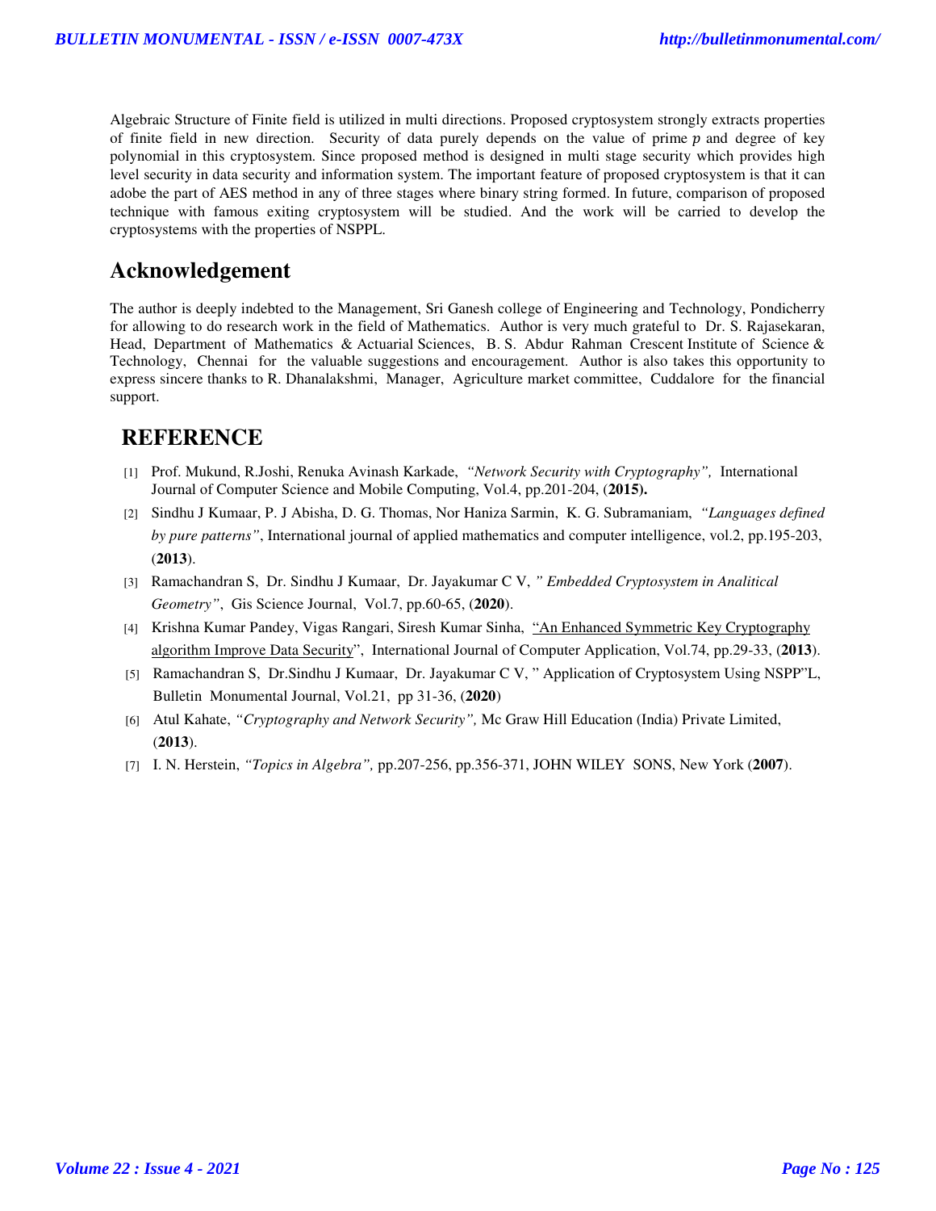Algebraic Structure of Finite field is utilized in multi directions. Proposed cryptosystem strongly extracts properties of finite field in new direction. Security of data purely depends on the value of prime $p$ and degree of key polynomial in this cryptosystem. Since proposed method is designed in multi stage security which provides high level security in data security and information system. The important feature of proposed cryptosystem is that it can adobe the part of AES method in any of three stages where binary string formed. In future, comparison of proposed technique with famous exiting cryptosystem will be studied. And the work will be carried to develop the cryptosystems with the properties of NSPPL.

## Acknowledgement

The author is deeply indebted to the Management, Sri Ganesh college of Engineering and Technology, Pondicherry for allowing to do research work in the field of Mathematics. Author is very much grateful to Dr. S. Rajasekaran, Head, Department of Mathematics & Actuarial Sciences, B. S. Abdur Rahman Crescent Institute of Science & Technology, Chennai for the valuable suggestions and encouragement. Author is also takes this opportunity to express sincere thanks to R. Dhanalakshmi, Manager, Agriculture market committee, Cuddalore for the financial support.

## REFERENCE

[1] Prof. Mukund, R.Joshi, Renuka Avinash Karkade, *"Network Security with Cryptography",* International Journal of Computer Science and Mobile Computing, Vol.4, pp.201-204, (**2015).**

[2] Sindhu J Kumaar, P. J Abisha, D. G. Thomas, Nor Haniza Sarmin, K. G. Subramaniam, *"Languages defined by pure patterns"*, International journal of applied mathematics and computer intelligence, vol.2, pp.195-203, (**2013**).

[3] Ramachandran S, Dr. Sindhu J Kumaar, Dr. Jayakumar C V, *" Embedded Cryptosystem in Analitical Geometry"*, Gis Science Journal, Vol.7, pp.60-65, (**2020**).

[4] Krishna Kumar Pandey, Vigas Rangari, Siresh Kumar Sinha, "An Enhanced Symmetric Key Cryptography algorithm Improve Data Security", International Journal of Computer Application, Vol.74, pp.29-33, (**2013**).

[5] Ramachandran S, Dr.Sindhu J Kumaar, Dr. Jayakumar C V, " Application of Cryptosystem Using NSPP"L, Bulletin Monumental Journal, Vol.21, pp 31-36, (**2020**)

[6] Atul Kahate, *"Cryptography and Network Security",* Mc Graw Hill Education (India) Private Limited, (**2013**).

[7] I. N. Herstein, *"Topics in Algebra",* pp.207-256, pp.356-371, JOHN WILEY SONS, New York (**2007**).